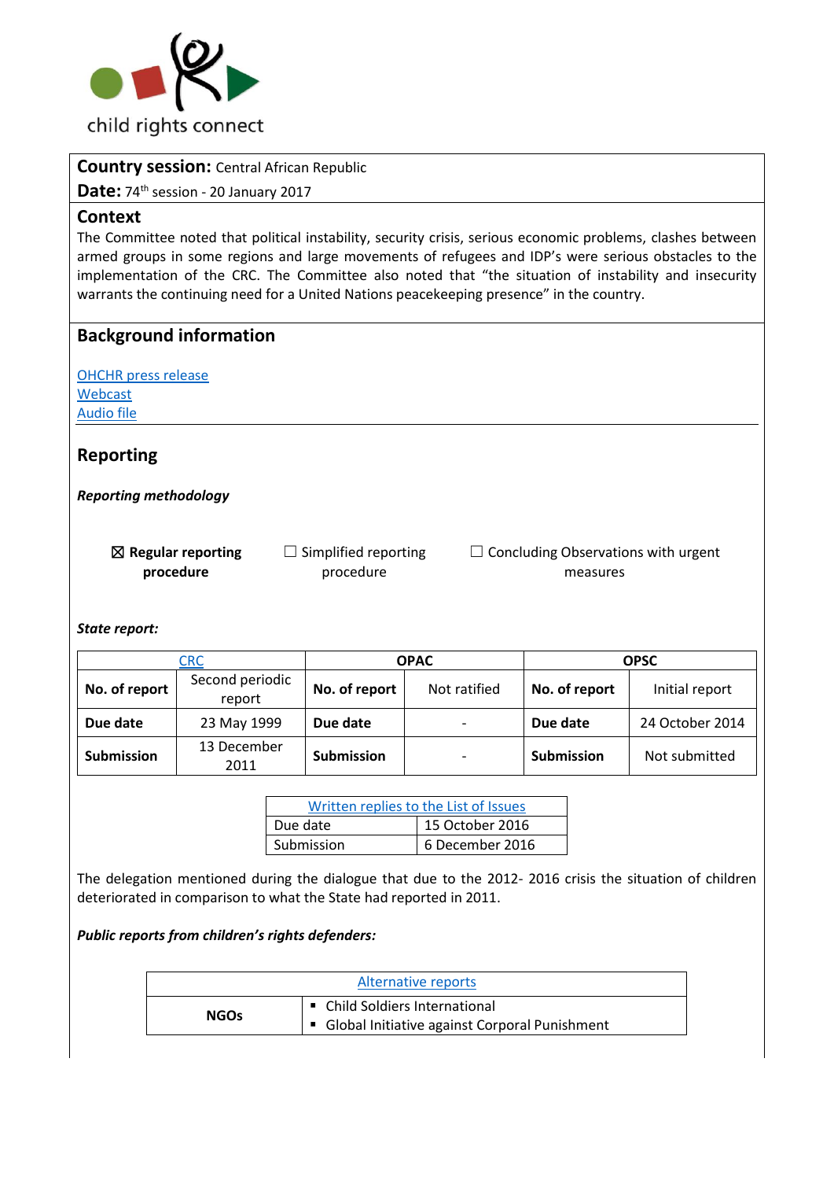child rights connect

**Country session:** Central African Republic

**Date:** 74th session - 20 January 2017

## Context

The Committee noted that political instability, security crisis, serious economic problems, clashes between armed groups in some regions and large movements of refugees and IDP's were serious obstacles to the implementation of the CRC. The Committee also noted that "the situation of instability and insecurity warrants the continuing need for a United Nations peacekeeping presence" in the country.

## Background information

OHCHR press release
Webcast
Audio file

## Reporting

***Reporting methodology***

☒ **Regular reporting procedure** ☐ Simplified reporting procedure ☐ Concluding Observations with urgent measures

***State report:***

| CRC | | OPAC | | OPSC | |
|---|---|---|---|---|---|
| **No. of report** | Second periodic report | **No. of report** | Not ratified | **No. of report** | Initial report |
| **Due date** | 23 May 1999 | **Due date** | - | **Due date** | 24 October 2014 |
| **Submission** | 13 December 2011 | **Submission** | - | **Submission** | Not submitted |

| Written replies to the List of Issues | |
|---|---|
| Due date | 15 October 2016 |
| Submission | 6 December 2016 |

The delegation mentioned during the dialogue that due to the 2012- 2016 crisis the situation of children deteriorated in comparison to what the State had reported in 2011.

***Public reports from children's rights defenders:***

| Alternative reports | |
|---|---|
| **NGOs** | ▪ Child Soldiers International<br>▪ Global Initiative against Corporal Punishment |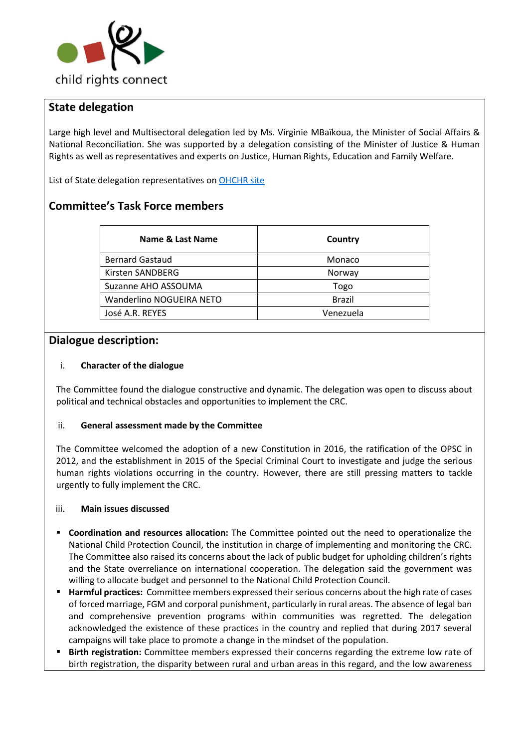## State delegation

Large high level and Multisectoral delegation led by Ms. Virginie MBaïkoua, the Minister of Social Affairs & National Reconciliation. She was supported by a delegation consisting of the Minister of Justice & Human Rights as well as representatives and experts on Justice, Human Rights, Education and Family Welfare.

List of State delegation representatives on [OHCHR site]

## Committee's Task Force members

| Name & Last Name | Country |
|---|---|
| Bernard Gastaud | Monaco |
| Kirsten SANDBERG | Norway |
| Suzanne AHO ASSOUMA | Togo |
| Wanderlino NOGUEIRA NETO | Brazil |
| José A.R. REYES | Venezuela |

## Dialogue description:

### i. Character of the dialogue

The Committee found the dialogue constructive and dynamic. The delegation was open to discuss about political and technical obstacles and opportunities to implement the CRC.

### ii. General assessment made by the Committee

The Committee welcomed the adoption of a new Constitution in 2016, the ratification of the OPSC in 2012, and the establishment in 2015 of the Special Criminal Court to investigate and judge the serious human rights violations occurring in the country. However, there are still pressing matters to tackle urgently to fully implement the CRC.

### iii. Main issues discussed

- **Coordination and resources allocation:** The Committee pointed out the need to operationalize the National Child Protection Council, the institution in charge of implementing and monitoring the CRC. The Committee also raised its concerns about the lack of public budget for upholding children's rights and the State overreliance on international cooperation. The delegation said the government was willing to allocate budget and personnel to the National Child Protection Council.
- **Harmful practices:** Committee members expressed their serious concerns about the high rate of cases of forced marriage, FGM and corporal punishment, particularly in rural areas. The absence of legal ban and comprehensive prevention programs within communities was regretted. The delegation acknowledged the existence of these practices in the country and replied that during 2017 several campaigns will take place to promote a change in the mindset of the population.
- **Birth registration:** Committee members expressed their concerns regarding the extreme low rate of birth registration, the disparity between rural and urban areas in this regard, and the low awareness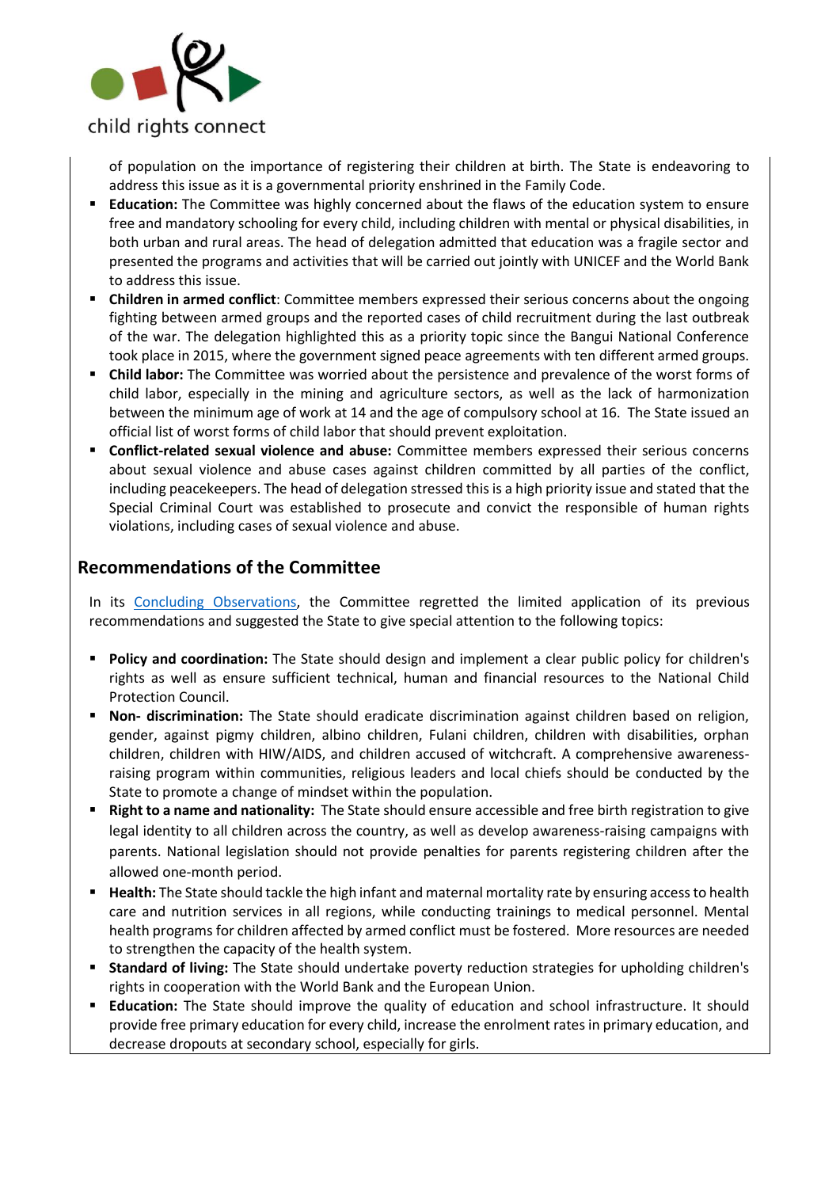of population on the importance of registering their children at birth. The State is endeavoring to address this issue as it is a governmental priority enshrined in the Family Code.

- **Education:** The Committee was highly concerned about the flaws of the education system to ensure free and mandatory schooling for every child, including children with mental or physical disabilities, in both urban and rural areas. The head of delegation admitted that education was a fragile sector and presented the programs and activities that will be carried out jointly with UNICEF and the World Bank to address this issue.
- **Children in armed conflict**: Committee members expressed their serious concerns about the ongoing fighting between armed groups and the reported cases of child recruitment during the last outbreak of the war. The delegation highlighted this as a priority topic since the Bangui National Conference took place in 2015, where the government signed peace agreements with ten different armed groups.
- **Child labor:** The Committee was worried about the persistence and prevalence of the worst forms of child labor, especially in the mining and agriculture sectors, as well as the lack of harmonization between the minimum age of work at 14 and the age of compulsory school at 16. The State issued an official list of worst forms of child labor that should prevent exploitation.
- **Conflict-related sexual violence and abuse:** Committee members expressed their serious concerns about sexual violence and abuse cases against children committed by all parties of the conflict, including peacekeepers. The head of delegation stressed this is a high priority issue and stated that the Special Criminal Court was established to prosecute and convict the responsible of human rights violations, including cases of sexual violence and abuse.

## Recommendations of the Committee

In its Concluding Observations, the Committee regretted the limited application of its previous recommendations and suggested the State to give special attention to the following topics:

- **Policy and coordination:** The State should design and implement a clear public policy for children's rights as well as ensure sufficient technical, human and financial resources to the National Child Protection Council.
- **Non- discrimination:** The State should eradicate discrimination against children based on religion, gender, against pigmy children, albino children, Fulani children, children with disabilities, orphan children, children with HIW/AIDS, and children accused of witchcraft. A comprehensive awareness-raising program within communities, religious leaders and local chiefs should be conducted by the State to promote a change of mindset within the population.
- **Right to a name and nationality:** The State should ensure accessible and free birth registration to give legal identity to all children across the country, as well as develop awareness-raising campaigns with parents. National legislation should not provide penalties for parents registering children after the allowed one-month period.
- **Health:** The State should tackle the high infant and maternal mortality rate by ensuring access to health care and nutrition services in all regions, while conducting trainings to medical personnel. Mental health programs for children affected by armed conflict must be fostered. More resources are needed to strengthen the capacity of the health system.
- **Standard of living:** The State should undertake poverty reduction strategies for upholding children's rights in cooperation with the World Bank and the European Union.
- **Education:** The State should improve the quality of education and school infrastructure. It should provide free primary education for every child, increase the enrolment rates in primary education, and decrease dropouts at secondary school, especially for girls.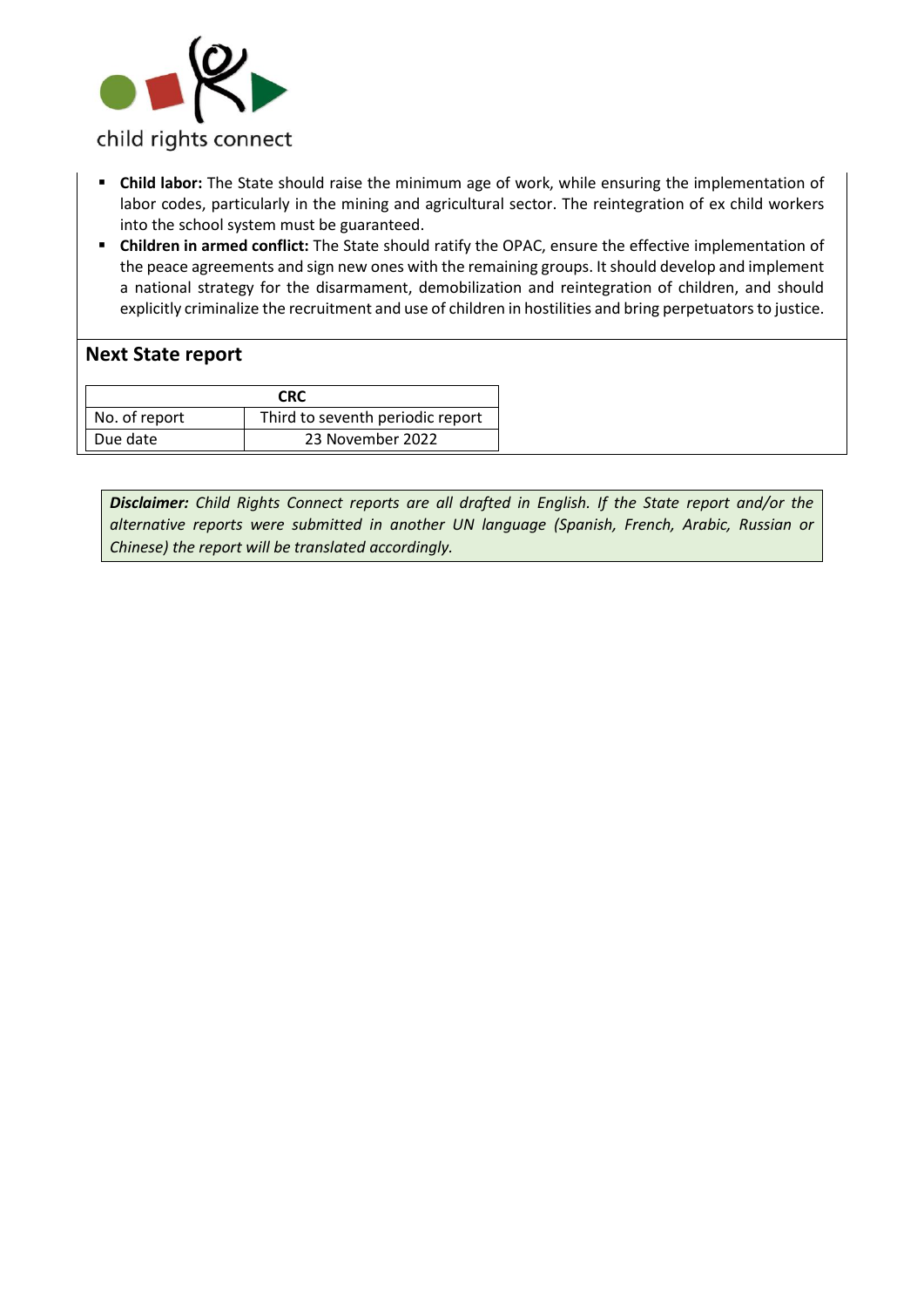- **Child labor:** The State should raise the minimum age of work, while ensuring the implementation of labor codes, particularly in the mining and agricultural sector. The reintegration of ex child workers into the school system must be guaranteed.
- **Children in armed conflict:** The State should ratify the OPAC, ensure the effective implementation of the peace agreements and sign new ones with the remaining groups. It should develop and implement a national strategy for the disarmament, demobilization and reintegration of children, and should explicitly criminalize the recruitment and use of children in hostilities and bring perpetuators to justice.

## Next State report

| CRC | |
|---|---|
| No. of report | Third to seventh periodic report |
| Due date | 23 November 2022 |

***Disclaimer:*** *Child Rights Connect reports are all drafted in English. If the State report and/or the alternative reports were submitted in another UN language (Spanish, French, Arabic, Russian or Chinese) the report will be translated accordingly.*